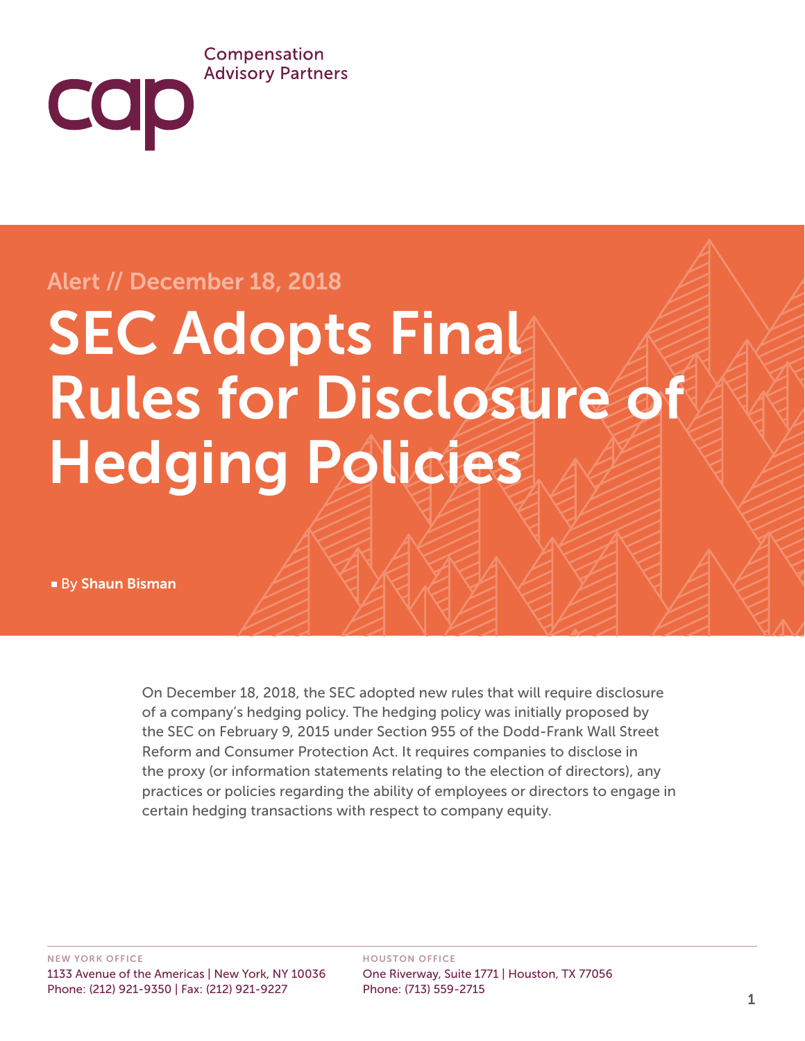Compensation Advisory Partners

Alert // December 18, 2018

# SEC Adopts Final Rules for Disclosure of Hedging Policies

By **Shaun Bisman**

On December 18, 2018, the SEC adopted new rules that will require disclosure of a company's hedging policy. The hedging policy was initially proposed by the SEC on February 9, 2015 under Section 955 of the Dodd-Frank Wall Street Reform and Consumer Protection Act. It requires companies to disclose in the proxy (or information statements relating to the election of directors), any practices or policies regarding the ability of employees or directors to engage in certain hedging transactions with respect to company equity.

NEW YORK OFFICE
1133 Avenue of the Americas | New York, NY 10036
Phone: (212) 921-9350 | Fax: (212) 921-9227

HOUSTON OFFICE
One Riverway, Suite 1771 | Houston, TX 77056
Phone: (713) 559-2715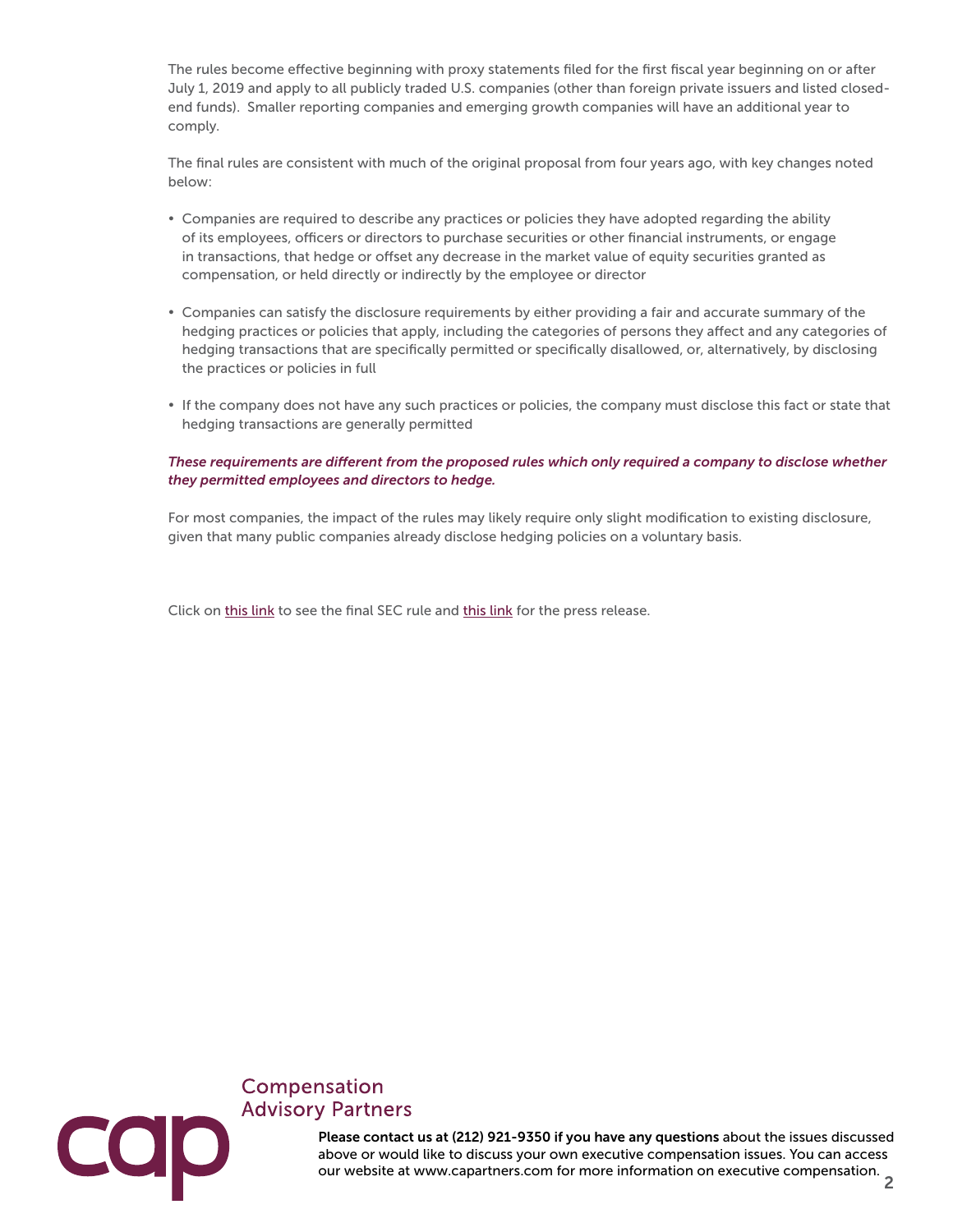The rules become effective beginning with proxy statements filed for the first fiscal year beginning on or after July 1, 2019 and apply to all publicly traded U.S. companies (other than foreign private issuers and listed closed-end funds). Smaller reporting companies and emerging growth companies will have an additional year to comply.

The final rules are consistent with much of the original proposal from four years ago, with key changes noted below:

- Companies are required to describe any practices or policies they have adopted regarding the ability of its employees, officers or directors to purchase securities or other financial instruments, or engage in transactions, that hedge or offset any decrease in the market value of equity securities granted as compensation, or held directly or indirectly by the employee or director
- Companies can satisfy the disclosure requirements by either providing a fair and accurate summary of the hedging practices or policies that apply, including the categories of persons they affect and any categories of hedging transactions that are specifically permitted or specifically disallowed, or, alternatively, by disclosing the practices or policies in full
- If the company does not have any such practices or policies, the company must disclose this fact or state that hedging transactions are generally permitted

***These requirements are different from the proposed rules which only required a company to disclose whether they permitted employees and directors to hedge.***

For most companies, the impact of the rules may likely require only slight modification to existing disclosure, given that many public companies already disclose hedging policies on a voluntary basis.

Click on this link to see the final SEC rule and this link for the press release.

cap

Compensation Advisory Partners

**Please contact us at (212) 921-9350 if you have any questions** about the issues discussed above or would like to discuss your own executive compensation issues. You can access our website at www.capartners.com for more information on executive compensation.